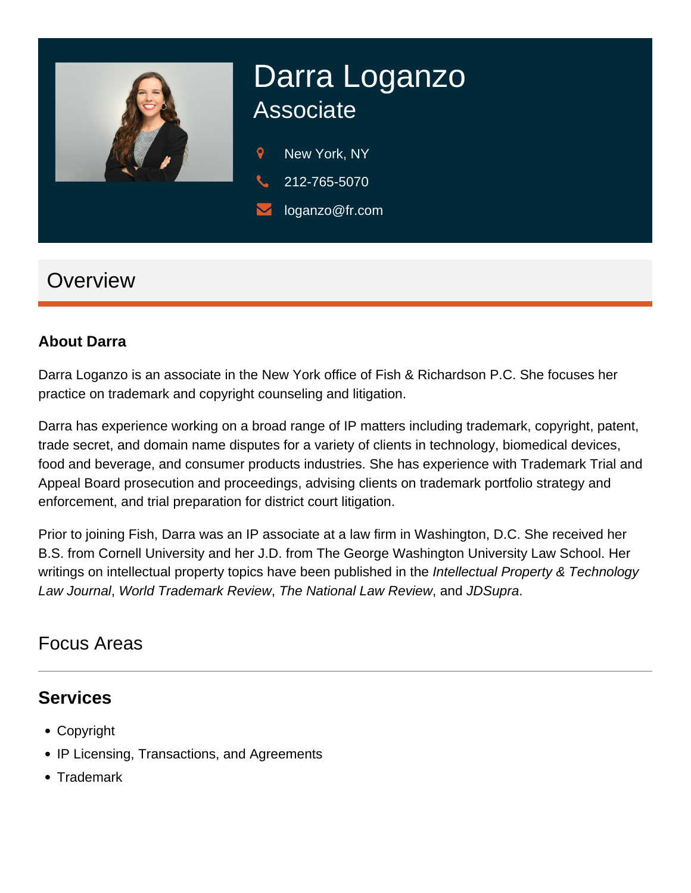# Darra Loganzo

## Associate

New York, NY

212-765-5070

loganzo@fr.com

## Overview

### About Darra

Darra Loganzo is an associate in the New York office of Fish & Richardson P.C. She focuses her practice on trademark and copyright counseling and litigation.

Darra has experience working on a broad range of IP matters including trademark, copyright, patent, trade secret, and domain name disputes for a variety of clients in technology, biomedical devices, food and beverage, and consumer products industries. She has experience with Trademark Trial and Appeal Board prosecution and proceedings, advising clients on trademark portfolio strategy and enforcement, and trial preparation for district court litigation.

Prior to joining Fish, Darra was an IP associate at a law firm in Washington, D.C. She received her B.S. from Cornell University and her J.D. from The George Washington University Law School. Her writings on intellectual property topics have been published in the *Intellectual Property & Technology Law Journal*, *World Trademark Review*, *The National Law Review*, and *JDSupra*.

## Focus Areas

### Services

- Copyright
- IP Licensing, Transactions, and Agreements
- Trademark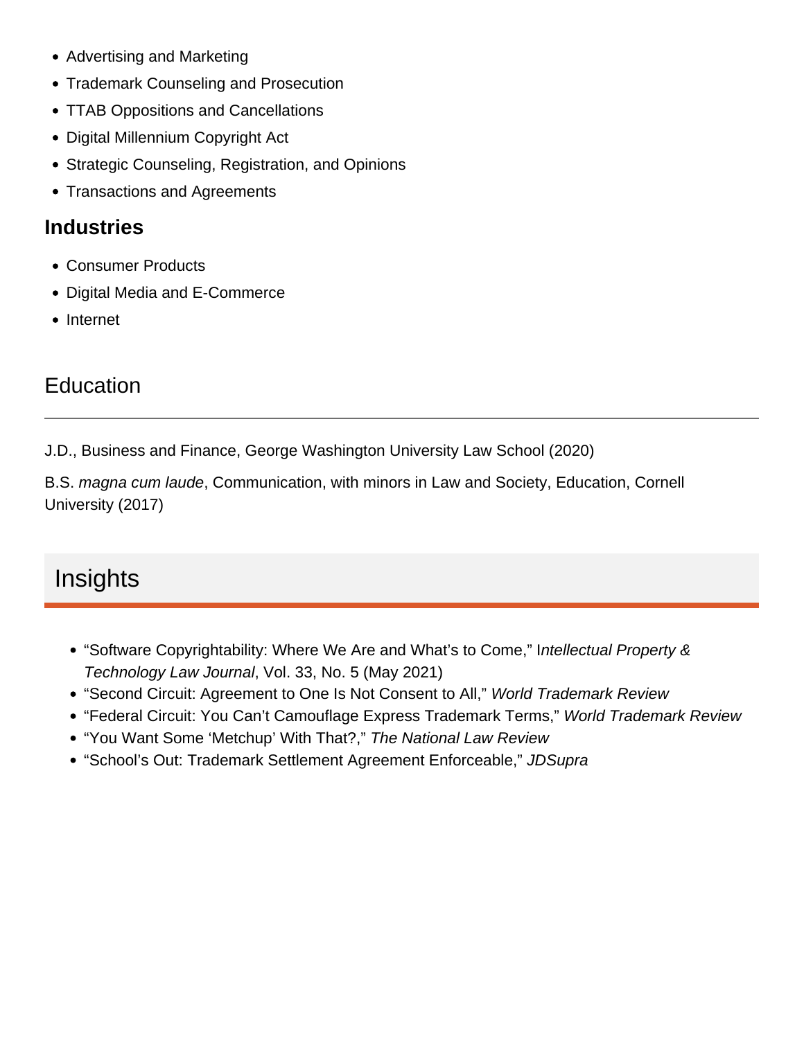- Advertising and Marketing
- Trademark Counseling and Prosecution
- TTAB Oppositions and Cancellations
- Digital Millennium Copyright Act
- Strategic Counseling, Registration, and Opinions
- Transactions and Agreements

### Industries

- Consumer Products
- Digital Media and E-Commerce
- Internet

## Education

J.D., Business and Finance, George Washington University Law School (2020)

B.S. *magna cum laude*, Communication, with minors in Law and Society, Education, Cornell University (2017)

## Insights

- "Software Copyrightability: Where We Are and What's to Come," *Intellectual Property & Technology Law Journal*, Vol. 33, No. 5 (May 2021)
- "Second Circuit: Agreement to One Is Not Consent to All," *World Trademark Review*
- "Federal Circuit: You Can't Camouflage Express Trademark Terms," *World Trademark Review*
- "You Want Some 'Metchup' With That?," *The National Law Review*
- "School's Out: Trademark Settlement Agreement Enforceable," *JDSupra*